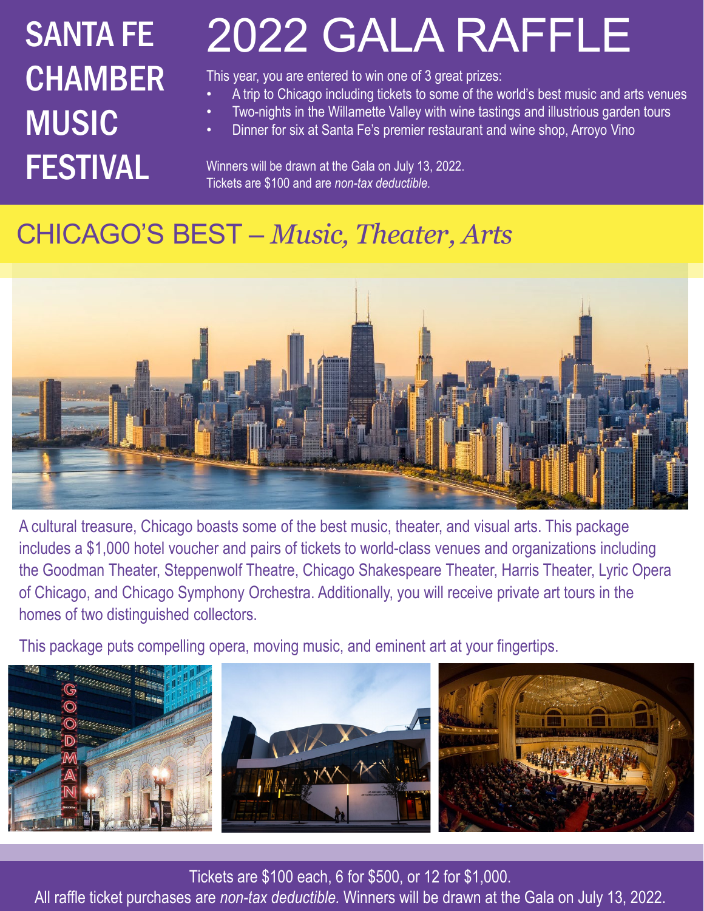# SANTA FE CHAMBER MUSIC FESTIVAL

# 2022 GALA RAFFLE

This year, you are entered to win one of 3 great prizes:

- A trip to Chicago including tickets to some of the world's best music and arts venues
- Two-nights in the Willamette Valley with wine tastings and illustrious garden tours
- Dinner for six at Santa Fe's premier restaurant and wine shop, Arroyo Vino

Winners will be drawn at the Gala on July 13, 2022.
Tickets are $100 and are *non-tax deductible.*

## CHICAGO'S BEST – *Music, Theater, Arts*

A cultural treasure, Chicago boasts some of the best music, theater, and visual arts. This package includes a $1,000 hotel voucher and pairs of tickets to world-class venues and organizations including the Goodman Theater, Steppenwolf Theatre, Chicago Shakespeare Theater, Harris Theater, Lyric Opera of Chicago, and Chicago Symphony Orchestra. Additionally, you will receive private art tours in the homes of two distinguished collectors.

This package puts compelling opera, moving music, and eminent art at your fingertips.

Tickets are $100 each, 6 for $500, or 12 for $1,000.
All raffle ticket purchases are *non-tax deductible.* Winners will be drawn at the Gala on July 13, 2022.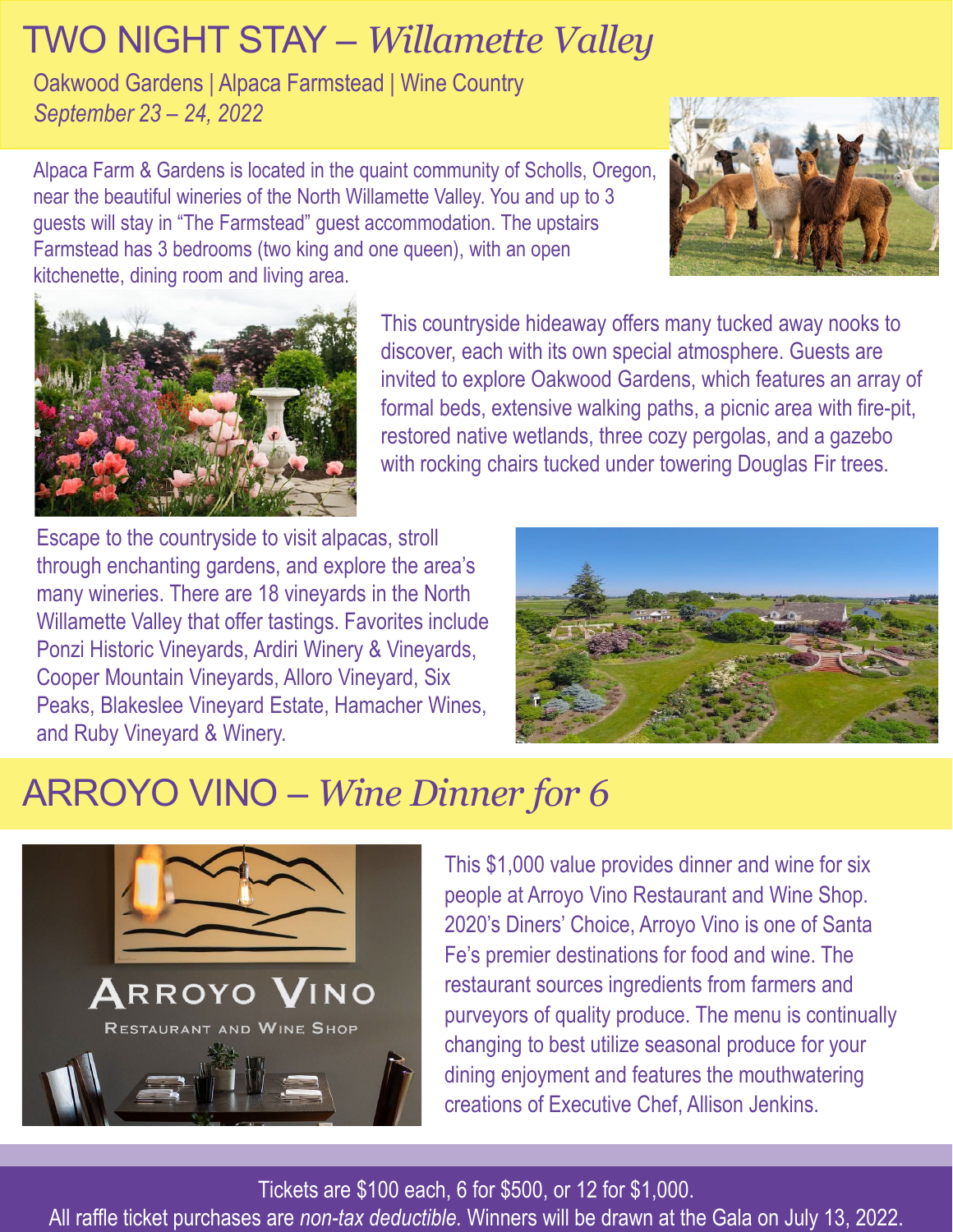# TWO NIGHT STAY – *Willamette Valley*

Oakwood Gardens | Alpaca Farmstead | Wine Country

*September 23 – 24, 2022*

Alpaca Farm & Gardens is located in the quaint community of Scholls, Oregon, near the beautiful wineries of the North Willamette Valley. You and up to 3 guests will stay in "The Farmstead" guest accommodation. The upstairs Farmstead has 3 bedrooms (two king and one queen), with an open kitchenette, dining room and living area.

This countryside hideaway offers many tucked away nooks to discover, each with its own special atmosphere. Guests are invited to explore Oakwood Gardens, which features an array of formal beds, extensive walking paths, a picnic area with fire-pit, restored native wetlands, three cozy pergolas, and a gazebo with rocking chairs tucked under towering Douglas Fir trees.

Escape to the countryside to visit alpacas, stroll through enchanting gardens, and explore the area's many wineries. There are 18 vineyards in the North Willamette Valley that offer tastings. Favorites include Ponzi Historic Vineyards, Ardiri Winery & Vineyards, Cooper Mountain Vineyards, Alloro Vineyard, Six Peaks, Blakeslee Vineyard Estate, Hamacher Wines, and Ruby Vineyard & Winery.

# ARROYO VINO – *Wine Dinner for 6*

This $1,000 value provides dinner and wine for six people at Arroyo Vino Restaurant and Wine Shop. 2020's Diners' Choice, Arroyo Vino is one of Santa Fe's premier destinations for food and wine. The restaurant sources ingredients from farmers and purveyors of quality produce. The menu is continually changing to best utilize seasonal produce for your dining enjoyment and features the mouthwatering creations of Executive Chef, Allison Jenkins.

Tickets are $100 each, 6 for $500, or 12 for $1,000.
All raffle ticket purchases are *non-tax deductible.* Winners will be drawn at the Gala on July 13, 2022.